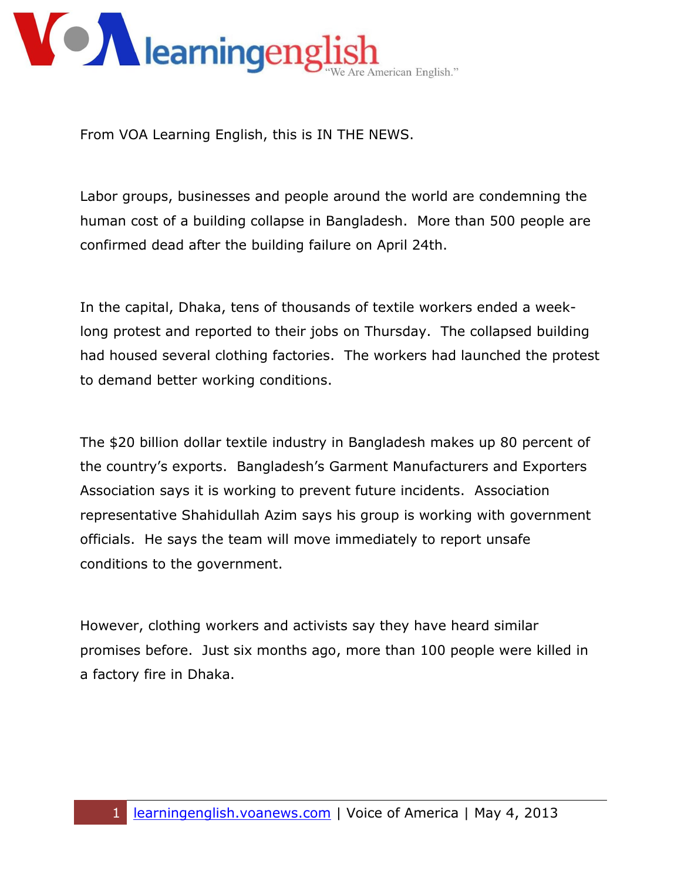From VOA Learning English, this is IN THE NEWS.

Labor groups, businesses and people around the world are condemning the human cost of a building collapse in Bangladesh. More than 500 people are confirmed dead after the building failure on April 24th.

In the capital, Dhaka, tens of thousands of textile workers ended a week-long protest and reported to their jobs on Thursday. The collapsed building had housed several clothing factories. The workers had launched the protest to demand better working conditions.

The $20 billion dollar textile industry in Bangladesh makes up 80 percent of the country's exports. Bangladesh's Garment Manufacturers and Exporters Association says it is working to prevent future incidents. Association representative Shahidullah Azim says his group is working with government officials. He says the team will move immediately to report unsafe conditions to the government.

However, clothing workers and activists say they have heard similar promises before. Just six months ago, more than 100 people were killed in a factory fire in Dhaka.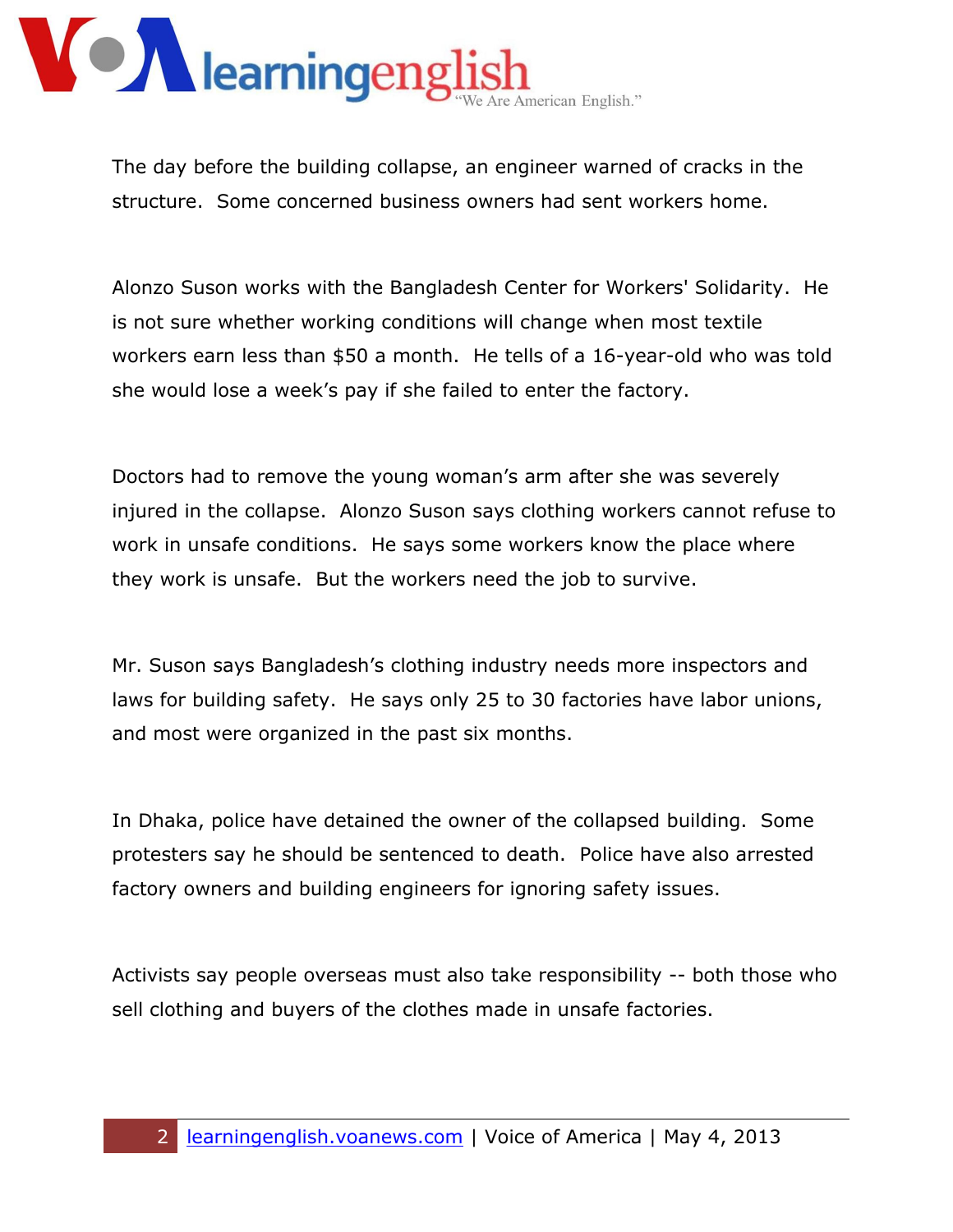The day before the building collapse, an engineer warned of cracks in the structure. Some concerned business owners had sent workers home.

Alonzo Suson works with the Bangladesh Center for Workers' Solidarity. He is not sure whether working conditions will change when most textile workers earn less than $50 a month. He tells of a 16-year-old who was told she would lose a week's pay if she failed to enter the factory.

Doctors had to remove the young woman's arm after she was severely injured in the collapse. Alonzo Suson says clothing workers cannot refuse to work in unsafe conditions. He says some workers know the place where they work is unsafe. But the workers need the job to survive.

Mr. Suson says Bangladesh's clothing industry needs more inspectors and laws for building safety. He says only 25 to 30 factories have labor unions, and most were organized in the past six months.

In Dhaka, police have detained the owner of the collapsed building. Some protesters say he should be sentenced to death. Police have also arrested factory owners and building engineers for ignoring safety issues.

Activists say people overseas must also take responsibility -- both those who sell clothing and buyers of the clothes made in unsafe factories.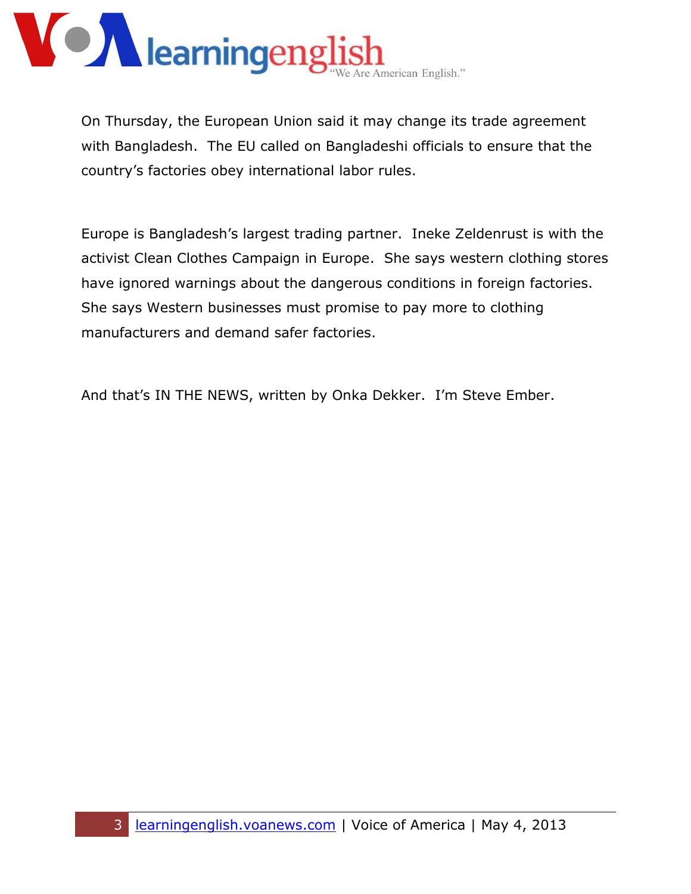On Thursday, the European Union said it may change its trade agreement with Bangladesh. The EU called on Bangladeshi officials to ensure that the country's factories obey international labor rules.

Europe is Bangladesh's largest trading partner. Ineke Zeldenrust is with the activist Clean Clothes Campaign in Europe. She says western clothing stores have ignored warnings about the dangerous conditions in foreign factories. She says Western businesses must promise to pay more to clothing manufacturers and demand safer factories.

And that's IN THE NEWS, written by Onka Dekker. I'm Steve Ember.